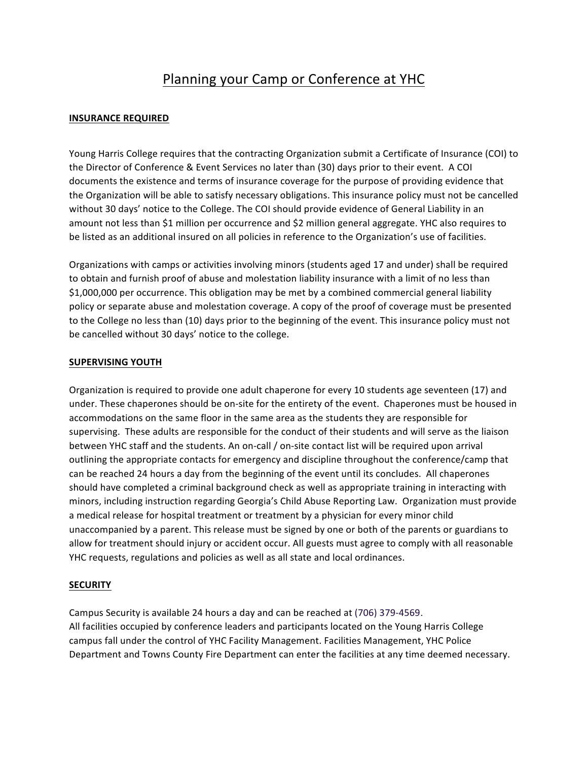# Planning your Camp or Conference at YHC

## INSURANCE REQUIRED

Young Harris College requires that the contracting Organization submit a Certificate of Insurance (COI) to the Director of Conference & Event Services no later than (30) days prior to their event. A COI documents the existence and terms of insurance coverage for the purpose of providing evidence that the Organization will be able to satisfy necessary obligations. This insurance policy must not be cancelled without 30 days' notice to the College. The COI should provide evidence of General Liability in an amount not less than $1 million per occurrence and $2 million general aggregate. YHC also requires to be listed as an additional insured on all policies in reference to the Organization's use of facilities.

Organizations with camps or activities involving minors (students aged 17 and under) shall be required to obtain and furnish proof of abuse and molestation liability insurance with a limit of no less than $1,000,000 per occurrence. This obligation may be met by a combined commercial general liability policy or separate abuse and molestation coverage. A copy of the proof of coverage must be presented to the College no less than (10) days prior to the beginning of the event. This insurance policy must not be cancelled without 30 days' notice to the college.

## SUPERVISING YOUTH

Organization is required to provide one adult chaperone for every 10 students age seventeen (17) and under. These chaperones should be on-site for the entirety of the event. Chaperones must be housed in accommodations on the same floor in the same area as the students they are responsible for supervising. These adults are responsible for the conduct of their students and will serve as the liaison between YHC staff and the students. An on-call / on-site contact list will be required upon arrival outlining the appropriate contacts for emergency and discipline throughout the conference/camp that can be reached 24 hours a day from the beginning of the event until its concludes. All chaperones should have completed a criminal background check as well as appropriate training in interacting with minors, including instruction regarding Georgia's Child Abuse Reporting Law. Organization must provide a medical release for hospital treatment or treatment by a physician for every minor child unaccompanied by a parent. This release must be signed by one or both of the parents or guardians to allow for treatment should injury or accident occur. All guests must agree to comply with all reasonable YHC requests, regulations and policies as well as all state and local ordinances.

## SECURITY

Campus Security is available 24 hours a day and can be reached at (706) 379-4569.
All facilities occupied by conference leaders and participants located on the Young Harris College campus fall under the control of YHC Facility Management. Facilities Management, YHC Police Department and Towns County Fire Department can enter the facilities at any time deemed necessary.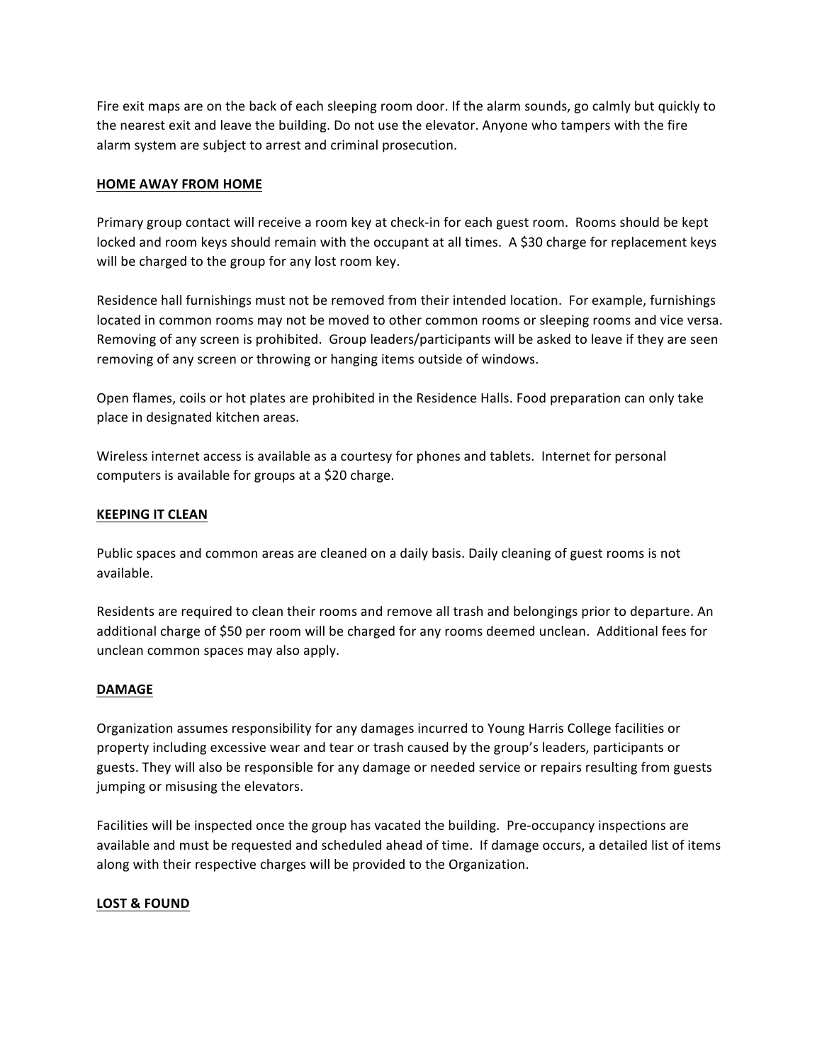Fire exit maps are on the back of each sleeping room door. If the alarm sounds, go calmly but quickly to the nearest exit and leave the building. Do not use the elevator. Anyone who tampers with the fire alarm system are subject to arrest and criminal prosecution.

## HOME AWAY FROM HOME

Primary group contact will receive a room key at check-in for each guest room. Rooms should be kept locked and room keys should remain with the occupant at all times. A $30 charge for replacement keys will be charged to the group for any lost room key.

Residence hall furnishings must not be removed from their intended location. For example, furnishings located in common rooms may not be moved to other common rooms or sleeping rooms and vice versa. Removing of any screen is prohibited. Group leaders/participants will be asked to leave if they are seen removing of any screen or throwing or hanging items outside of windows.

Open flames, coils or hot plates are prohibited in the Residence Halls. Food preparation can only take place in designated kitchen areas.

Wireless internet access is available as a courtesy for phones and tablets. Internet for personal computers is available for groups at a $20 charge.

## KEEPING IT CLEAN

Public spaces and common areas are cleaned on a daily basis. Daily cleaning of guest rooms is not available.

Residents are required to clean their rooms and remove all trash and belongings prior to departure. An additional charge of $50 per room will be charged for any rooms deemed unclean. Additional fees for unclean common spaces may also apply.

## DAMAGE

Organization assumes responsibility for any damages incurred to Young Harris College facilities or property including excessive wear and tear or trash caused by the group's leaders, participants or guests. They will also be responsible for any damage or needed service or repairs resulting from guests jumping or misusing the elevators.

Facilities will be inspected once the group has vacated the building. Pre-occupancy inspections are available and must be requested and scheduled ahead of time. If damage occurs, a detailed list of items along with their respective charges will be provided to the Organization.

## LOST & FOUND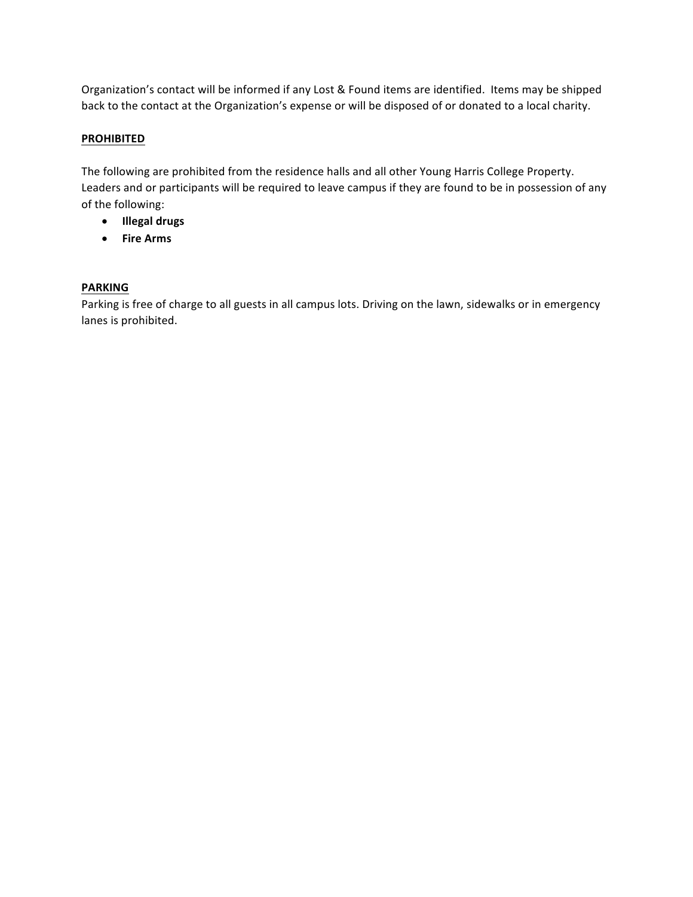Organization's contact will be informed if any Lost & Found items are identified. Items may be shipped back to the contact at the Organization's expense or will be disposed of or donated to a local charity.

## PROHIBITED

The following are prohibited from the residence halls and all other Young Harris College Property. Leaders and or participants will be required to leave campus if they are found to be in possession of any of the following:

- **Illegal drugs**
- **Fire Arms**

## PARKING

Parking is free of charge to all guests in all campus lots. Driving on the lawn, sidewalks or in emergency lanes is prohibited.